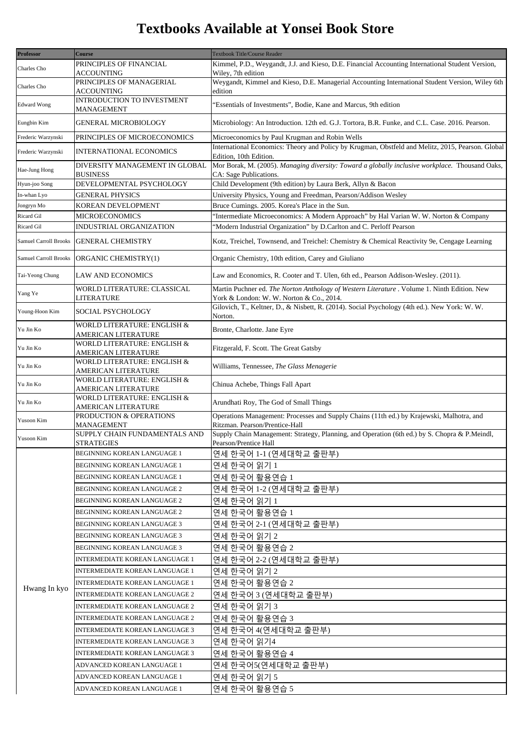# Textbooks Available at Yonsei Book Store

| Professor | Course | Textbook Title/Course Reader |
|---|---|---|
| Charles Cho | PRINCIPLES OF FINANCIAL ACCOUNTING | Kimmel, P.D., Weygandt, J.J. and Kieso, D.E. Financial Accounting International Student Version, Wiley, 7th edition |
| Charles Cho | PRINCIPLES OF MANAGERIAL ACCOUNTING | Weygandt, Kimmel and Kieso, D.E. Managerial Accounting International Student Version, Wiley 6th edition |
| Edward Wong | INTRODUCTION TO INVESTMENT MANAGEMENT | "Essentials of Investments", Bodie, Kane and Marcus, 9th edition |
| Eungbin Kim | GENERAL MICROBIOLOGY | Microbiology: An Introduction. 12th ed. G.J. Tortora, B.R. Funke, and C.L. Case. 2016. Pearson. |
| Frederic Warzynski | PRINCIPLES OF MICROECONOMICS | Microeconomics by Paul Krugman and Robin Wells |
| Frederic Warzynski | INTERNATIONAL ECONOMICS | International Economics: Theory and Policy by Krugman, Obstfeld and Melitz, 2015, Pearson. Global Edition, 10th Edition. |
| Hae-Jung Hong | DIVERSITY MANAGEMENT IN GLOBAL BUSINESS | Mor Borak, M. (2005). *Managing diversity: Toward a globally inclusive workplace.* Thousand Oaks, CA: Sage Publications. |
| Hyun-joo Song | DEVELOPMENTAL PSYCHOLOGY | Child Development (9th edition) by Laura Berk, Allyn & Bacon |
| In-whan Lyo | GENERAL PHYSICS | University Physics, Young and Freedman, Pearson/Addison Wesley |
| Jongryn Mo | KOREAN DEVELOPMENT | Bruce Cumings. 2005. Korea's Place in the Sun. |
| Ricard Gil | MICROECONOMICS | "Intermediate Microeconomics: A Modern Approach" by Hal Varian W. W. Norton & Company |
| Ricard Gil | INDUSTRIAL ORGANIZATION | "Modern Industrial Organization" by D.Carlton and C. Perloff Pearson |
| Samuel Carroll Brooks | GENERAL CHEMISTRY | Kotz, Treichel, Townsend, and Treichel: Chemistry & Chemical Reactivity 9e, Cengage Learning |
| Samuel Carroll Brooks | ORGANIC CHEMISTRY(1) | Organic Chemistry, 10th edition, Carey and Giuliano |
| Tai-Yeong Chung | LAW AND ECONOMICS | Law and Economics, R. Cooter and T. Ulen, 6th ed., Pearson Addison-Wesley. (2011). |
| Yang Ye | WORLD LITERATURE: CLASSICAL LITERATURE | Martin Puchner ed. *The Norton Anthology of Western Literature* . Volume 1. Ninth Edition. New York & London: W. W. Norton & Co., 2014. |
| Young-Hoon Kim | SOCIAL PSYCHOLOGY | Gilovich, T., Keltner, D., & Nisbett, R. (2014). Social Psychology (4th ed.). New York: W. W. Norton. |
| Yu Jin Ko | WORLD LITERATURE: ENGLISH & AMERICAN LITERATURE | Bronte, Charlotte. Jane Eyre |
| Yu Jin Ko | WORLD LITERATURE: ENGLISH & AMERICAN LITERATURE | Fitzgerald, F. Scott. The Great Gatsby |
| Yu Jin Ko | WORLD LITERATURE: ENGLISH & AMERICAN LITERATURE | Williams, Tennessee, *The Glass Menagerie* |
| Yu Jin Ko | WORLD LITERATURE: ENGLISH & AMERICAN LITERATURE | Chinua Achebe, Things Fall Apart |
| Yu Jin Ko | WORLD LITERATURE: ENGLISH & AMERICAN LITERATURE | Arundhati Roy, The God of Small Things |
| Yusoon Kim | PRODUCTION & OPERATIONS MANAGEMENT | Operations Management: Processes and Supply Chains (11th ed.) by Krajewski, Malhotra, and Ritzman. Pearson/Prentice-Hall |
| Yusoon Kim | SUPPLY CHAIN FUNDAMENTALS AND STRATEGIES | Supply Chain Management: Strategy, Planning, and Operation (6th ed.) by S. Chopra & P.Meindl, Pearson/Prentice Hall |
| Hwang In kyo | BEGINNING KOREAN LANGUAGE 1 | 연세 한국어 1-1 (연세대학교 출판부) |
| | BEGINNING KOREAN LANGUAGE 1 | 연세 한국어 읽기 1 |
| | BEGINNING KOREAN LANGUAGE 1 | 연세 한국어 활용연습 1 |
| | BEGINNING KOREAN LANGUAGE 2 | 연세 한국어 1-2 (연세대학교 출판부) |
| | BEGINNING KOREAN LANGUAGE 2 | 연세 한국어 읽기 1 |
| | BEGINNING KOREAN LANGUAGE 2 | 연세 한국어 활용연습 1 |
| | BEGINNING KOREAN LANGUAGE 3 | 연세 한국어 2-1 (연세대학교 출판부) |
| | BEGINNING KOREAN LANGUAGE 3 | 연세 한국어 읽기 2 |
| | BEGINNING KOREAN LANGUAGE 3 | 연세 한국어 활용연습 2 |
| | INTERMEDIATE KOREAN LANGUAGE 1 | 연세 한국어 2-2 (연세대학교 출판부) |
| | INTERMEDIATE KOREAN LANGUAGE 1 | 연세 한국어 읽기 2 |
| | INTERMEDIATE KOREAN LANGUAGE 1 | 연세 한국어 활용연습 2 |
| | INTERMEDIATE KOREAN LANGUAGE 2 | 연세 한국어 3 (연세대학교 출판부) |
| | INTERMEDIATE KOREAN LANGUAGE 2 | 연세 한국어 읽기 3 |
| | INTERMEDIATE KOREAN LANGUAGE 2 | 연세 한국어 활용연습 3 |
| | INTERMEDIATE KOREAN LANGUAGE 3 | 연세 한국어 4(연세대학교 출판부) |
| | INTERMEDIATE KOREAN LANGUAGE 3 | 연세 한국어 읽기4 |
| | INTERMEDIATE KOREAN LANGUAGE 3 | 연세 한국어 활용연습 4 |
| | ADVANCED KOREAN LANGUAGE 1 | 연세 한국어5(연세대학교 출판부) |
| | ADVANCED KOREAN LANGUAGE 1 | 연세 한국어 읽기 5 |
| | ADVANCED KOREAN LANGUAGE 1 | 연세 한국어 활용연습 5 |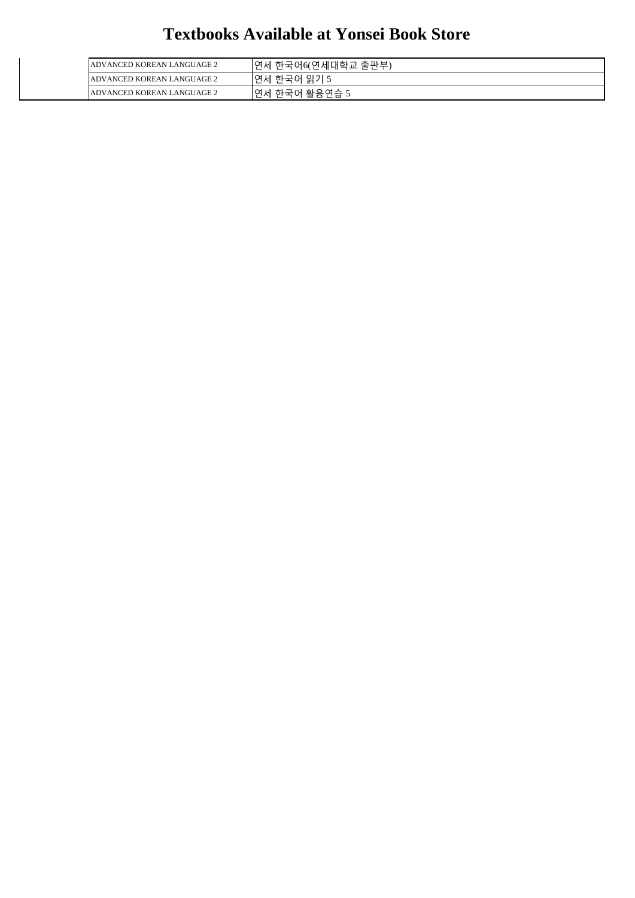# Textbooks Available at Yonsei Book Store

| | | |
|---|---|---|
| | ADVANCED KOREAN LANGUAGE 2 | 연세 한국어6(연세대학교 출판부) |
| | ADVANCED KOREAN LANGUAGE 2 | 연세 한국어 읽기 5 |
| | ADVANCED KOREAN LANGUAGE 2 | 연세 한국어 활용연습 5 |